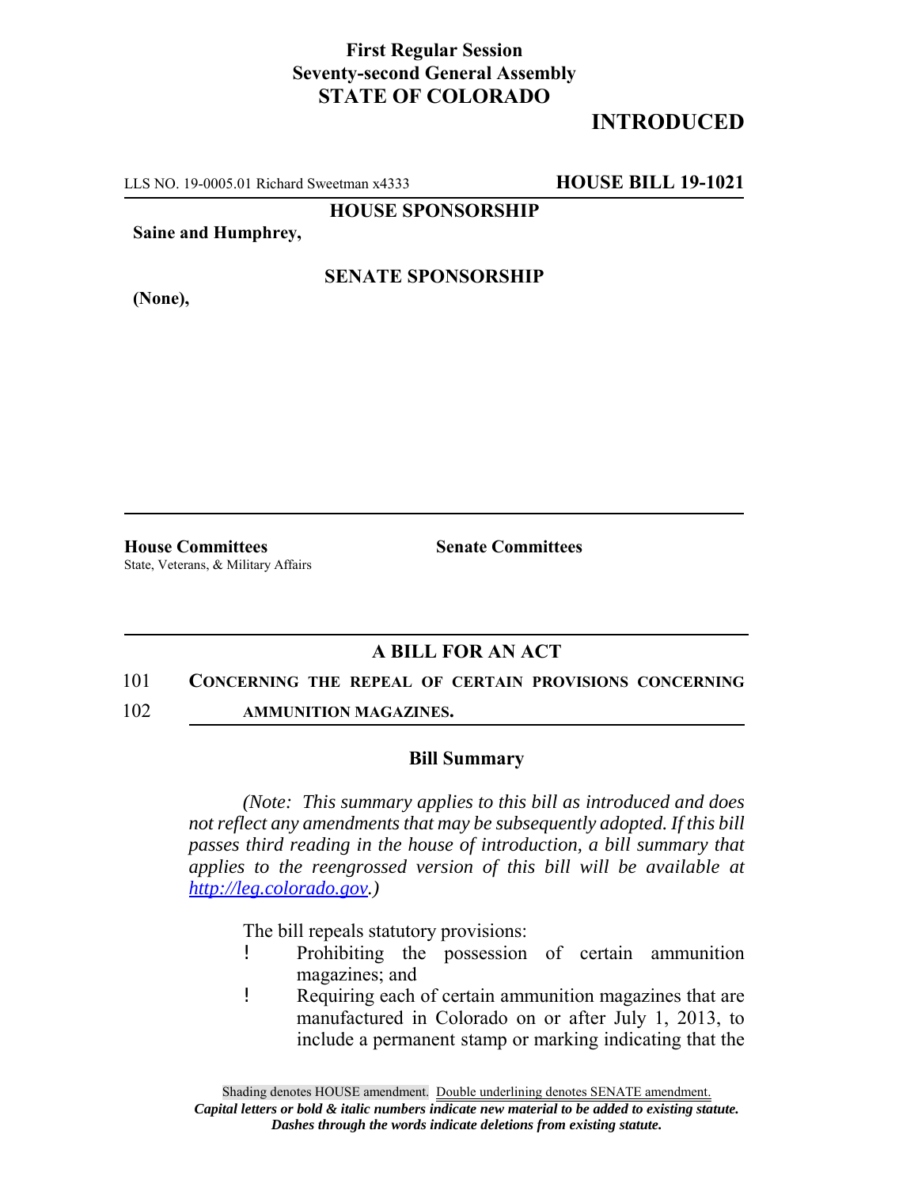**First Regular Session**
**Seventy-second General Assembly**
**STATE OF COLORADO**

**INTRODUCED**

LLS NO. 19-0005.01 Richard Sweetman x4333 **HOUSE BILL 19-1021**

**HOUSE SPONSORSHIP**

**Saine and Humphrey,**

**SENATE SPONSORSHIP**

**(None),**

**House Committees**
State, Veterans, & Military Affairs

**Senate Committees**

## A BILL FOR AN ACT

101 **CONCERNING THE REPEAL OF CERTAIN PROVISIONS CONCERNING**
102 **AMMUNITION MAGAZINES.**

### Bill Summary

*(Note: This summary applies to this bill as introduced and does not reflect any amendments that may be subsequently adopted. If this bill passes third reading in the house of introduction, a bill summary that applies to the reengrossed version of this bill will be available at http://leg.colorado.gov.)*

The bill repeals statutory provisions:

- Prohibiting the possession of certain ammunition magazines; and
- Requiring each of certain ammunition magazines that are manufactured in Colorado on or after July 1, 2013, to include a permanent stamp or marking indicating that the

Shading denotes HOUSE amendment. Double underlining denotes SENATE amendment.
*Capital letters or bold & italic numbers indicate new material to be added to existing statute.*
*Dashes through the words indicate deletions from existing statute.*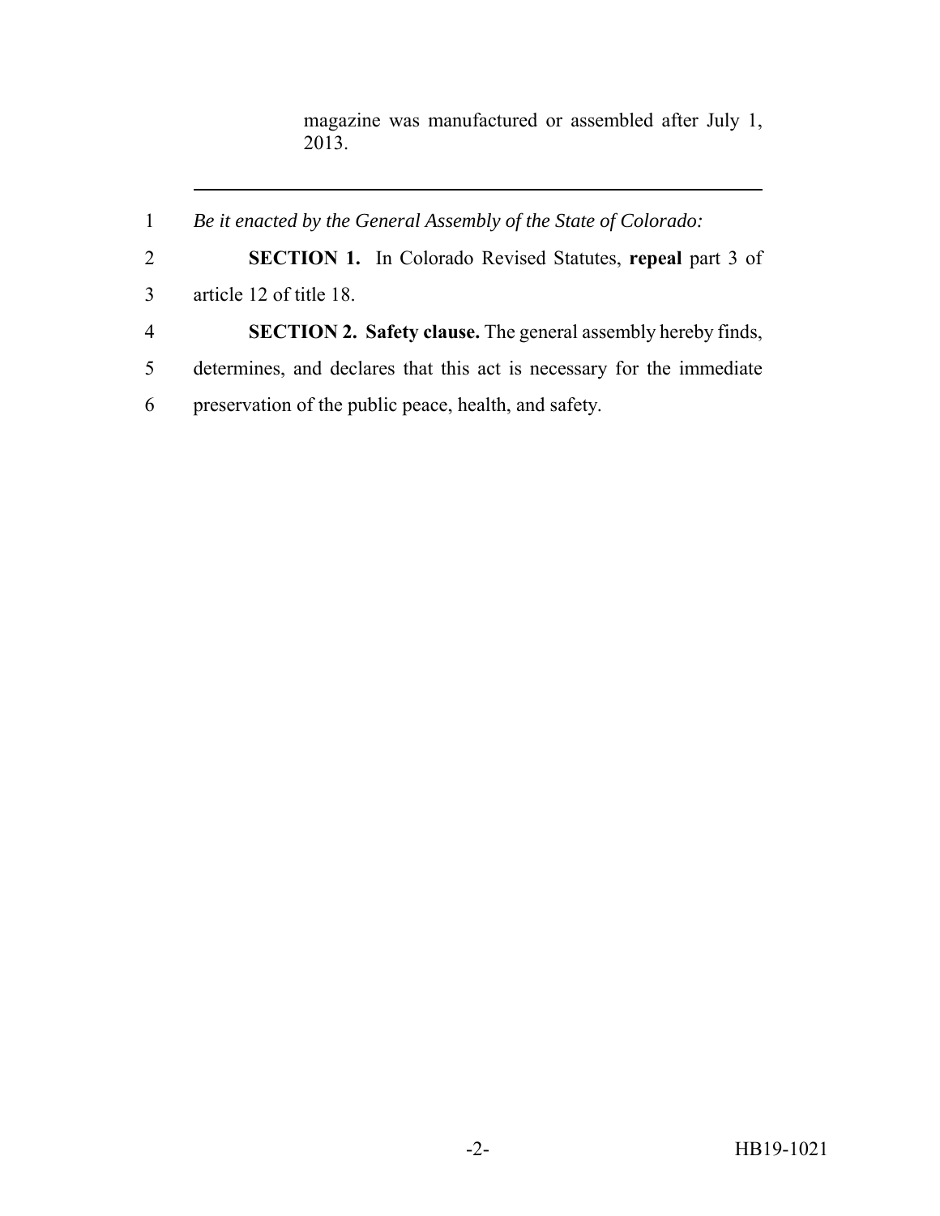magazine was manufactured or assembled after July 1, 2013.

---

1 *Be it enacted by the General Assembly of the State of Colorado:*

2 **SECTION 1.** In Colorado Revised Statutes, **repeal** part 3 of

3 article 12 of title 18.

4 **SECTION 2. Safety clause.** The general assembly hereby finds,

5 determines, and declares that this act is necessary for the immediate

6 preservation of the public peace, health, and safety.